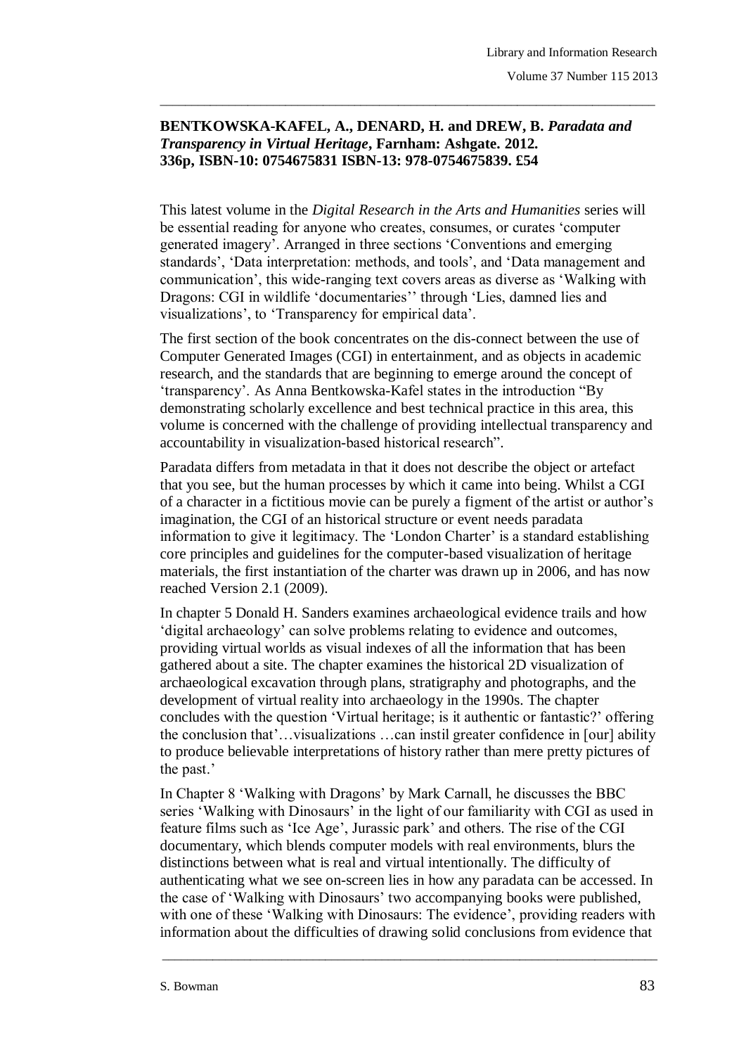**BENTKOWSKA-KAFEL, A., DENARD, H. and DREW, B. *Paradata and Transparency in Virtual Heritage*, Farnham: Ashgate. 2012. 336p, ISBN-10: 0754675831 ISBN-13: 978-0754675839. £54**

This latest volume in the *Digital Research in the Arts and Humanities* series will be essential reading for anyone who creates, consumes, or curates 'computer generated imagery'. Arranged in three sections 'Conventions and emerging standards', 'Data interpretation: methods, and tools', and 'Data management and communication', this wide-ranging text covers areas as diverse as 'Walking with Dragons: CGI in wildlife 'documentaries'' through 'Lies, damned lies and visualizations', to 'Transparency for empirical data'.

The first section of the book concentrates on the dis-connect between the use of Computer Generated Images (CGI) in entertainment, and as objects in academic research, and the standards that are beginning to emerge around the concept of 'transparency'. As Anna Bentkowska-Kafel states in the introduction "By demonstrating scholarly excellence and best technical practice in this area, this volume is concerned with the challenge of providing intellectual transparency and accountability in visualization-based historical research".

Paradata differs from metadata in that it does not describe the object or artefact that you see, but the human processes by which it came into being. Whilst a CGI of a character in a fictitious movie can be purely a figment of the artist or author's imagination, the CGI of an historical structure or event needs paradata information to give it legitimacy. The 'London Charter' is a standard establishing core principles and guidelines for the computer-based visualization of heritage materials, the first instantiation of the charter was drawn up in 2006, and has now reached Version 2.1 (2009).

In chapter 5 Donald H. Sanders examines archaeological evidence trails and how 'digital archaeology' can solve problems relating to evidence and outcomes, providing virtual worlds as visual indexes of all the information that has been gathered about a site. The chapter examines the historical 2D visualization of archaeological excavation through plans, stratigraphy and photographs, and the development of virtual reality into archaeology in the 1990s. The chapter concludes with the question 'Virtual heritage; is it authentic or fantastic?' offering the conclusion that'…visualizations …can instil greater confidence in [our] ability to produce believable interpretations of history rather than mere pretty pictures of the past.'

In Chapter 8 'Walking with Dragons' by Mark Carnall, he discusses the BBC series 'Walking with Dinosaurs' in the light of our familiarity with CGI as used in feature films such as 'Ice Age', Jurassic park' and others. The rise of the CGI documentary, which blends computer models with real environments, blurs the distinctions between what is real and virtual intentionally. The difficulty of authenticating what we see on-screen lies in how any paradata can be accessed. In the case of 'Walking with Dinosaurs' two accompanying books were published, with one of these 'Walking with Dinosaurs: The evidence', providing readers with information about the difficulties of drawing solid conclusions from evidence that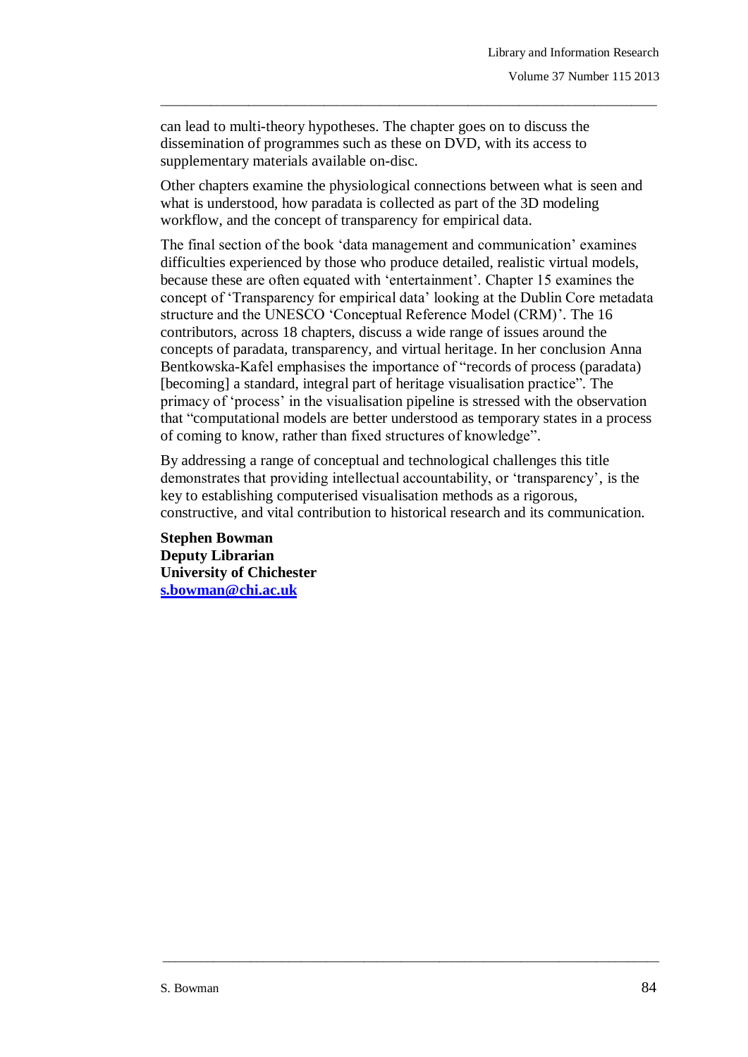can lead to multi-theory hypotheses. The chapter goes on to discuss the dissemination of programmes such as these on DVD, with its access to supplementary materials available on-disc.

Other chapters examine the physiological connections between what is seen and what is understood, how paradata is collected as part of the 3D modeling workflow, and the concept of transparency for empirical data.

The final section of the book 'data management and communication' examines difficulties experienced by those who produce detailed, realistic virtual models, because these are often equated with 'entertainment'. Chapter 15 examines the concept of 'Transparency for empirical data' looking at the Dublin Core metadata structure and the UNESCO 'Conceptual Reference Model (CRM)'. The 16 contributors, across 18 chapters, discuss a wide range of issues around the concepts of paradata, transparency, and virtual heritage. In her conclusion Anna Bentkowska-Kafel emphasises the importance of "records of process (paradata) [becoming] a standard, integral part of heritage visualisation practice". The primacy of 'process' in the visualisation pipeline is stressed with the observation that "computational models are better understood as temporary states in a process of coming to know, rather than fixed structures of knowledge".

By addressing a range of conceptual and technological challenges this title demonstrates that providing intellectual accountability, or 'transparency', is the key to establishing computerised visualisation methods as a rigorous, constructive, and vital contribution to historical research and its communication.

**Stephen Bowman**
**Deputy Librarian**
**University of Chichester**
**[s.bowman@chi.ac.uk](mailto:s.bowman@chi.ac.uk)**